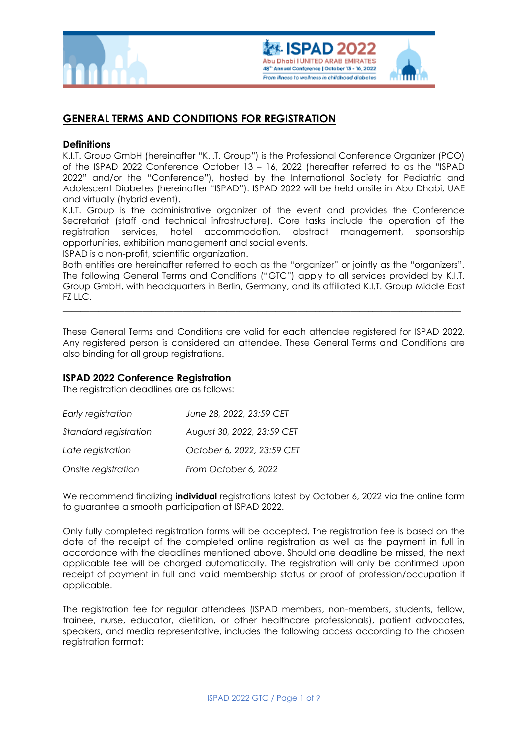## GENERAL TERMS AND CONDITIONS FOR REGISTRATION

### Definitions

K.I.T. Group GmbH (hereinafter "K.I.T. Group") is the Professional Conference Organizer (PCO) of the ISPAD 2022 Conference October 13 – 16, 2022 (hereafter referred to as the "ISPAD 2022" and/or the "Conference"), hosted by the International Society for Pediatric and Adolescent Diabetes (hereinafter "ISPAD"). ISPAD 2022 will be held onsite in Abu Dhabi, UAE and virtually (hybrid event).

K.I.T. Group is the administrative organizer of the event and provides the Conference Secretariat (staff and technical infrastructure). Core tasks include the operation of the registration services, hotel accommodation, abstract management, sponsorship opportunities, exhibition management and social events.

ISPAD is a non-profit, scientific organization.

Both entities are hereinafter referred to each as the "organizer" or jointly as the "organizers". The following General Terms and Conditions ("GTC") apply to all services provided by K.I.T. Group GmbH, with headquarters in Berlin, Germany, and its affiliated K.I.T. Group Middle East FZ LLC.

---

These General Terms and Conditions are valid for each attendee registered for ISPAD 2022. Any registered person is considered an attendee. These General Terms and Conditions are also binding for all group registrations.

### ISPAD 2022 Conference Registration

The registration deadlines are as follows:

| | |
|---|---|
| *Early registration* | *June 28, 2022, 23:59 CET* |
| *Standard registration* | *August 30, 2022, 23:59 CET* |
| *Late registration* | *October 6, 2022, 23:59 CET* |
| *Onsite registration* | *From October 6, 2022* |

We recommend finalizing **individual** registrations latest by October 6, 2022 via the online form to guarantee a smooth participation at ISPAD 2022.

Only fully completed registration forms will be accepted. The registration fee is based on the date of the receipt of the completed online registration as well as the payment in full in accordance with the deadlines mentioned above. Should one deadline be missed, the next applicable fee will be charged automatically. The registration will only be confirmed upon receipt of payment in full and valid membership status or proof of profession/occupation if applicable.

The registration fee for regular attendees (ISPAD members, non-members, students, fellow, trainee, nurse, educator, dietitian, or other healthcare professionals), patient advocates, speakers, and media representative, includes the following access according to the chosen registration format: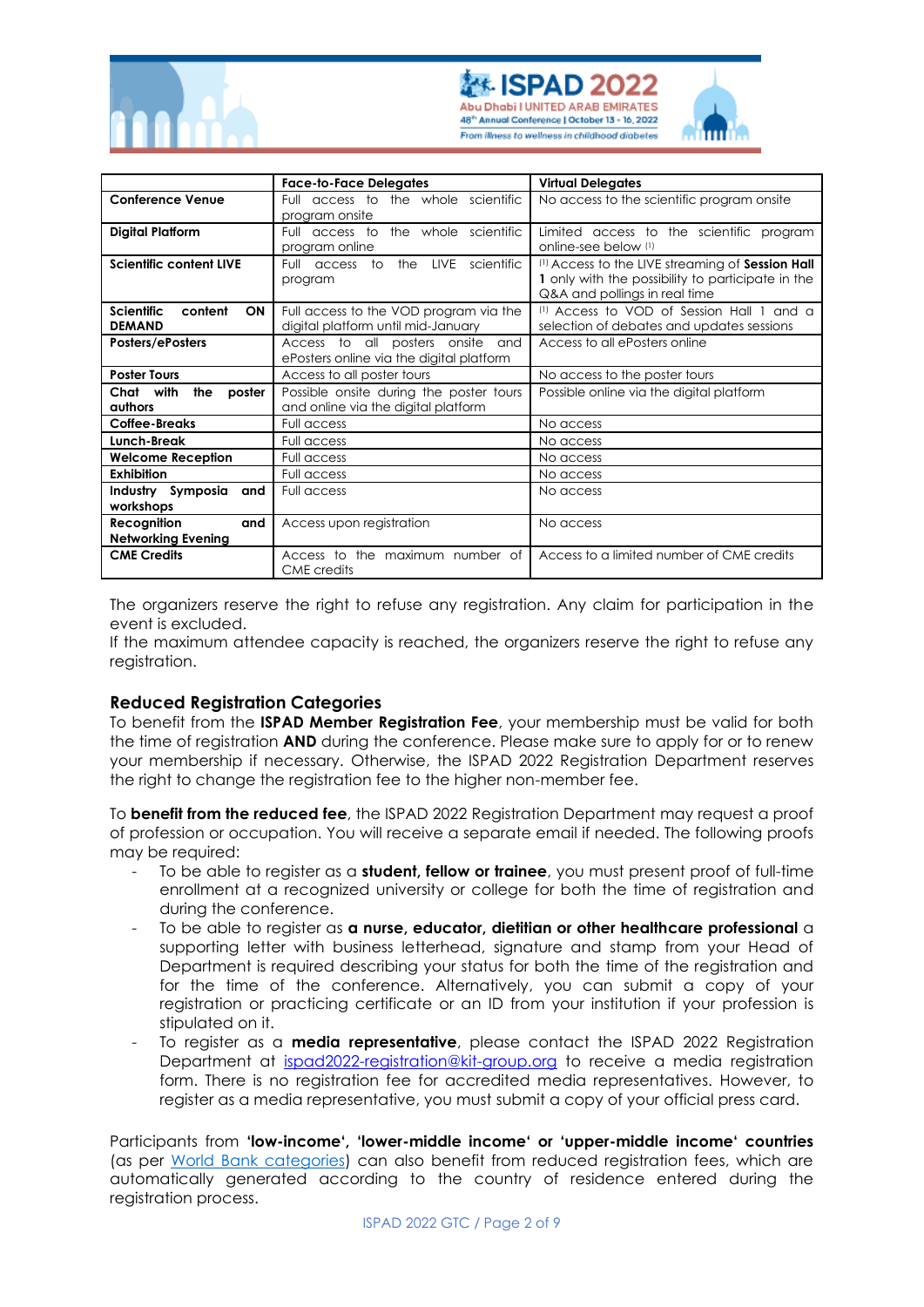| | Face-to-Face Delegates | Virtual Delegates |
|---|---|---|
| **Conference Venue** | Full access to the whole scientific program onsite | No access to the scientific program onsite |
| **Digital Platform** | Full access to the whole scientific program online | Limited access to the scientific program online-see below [1] |
| **Scientific content LIVE** | Full access to the LIVE scientific program | [1] Access to the LIVE streaming of **Session Hall 1** only with the possibility to participate in the Q&A and pollings in real time |
| **Scientific content ON DEMAND** | Full access to the VOD program via the digital platform until mid-January | [1] Access to VOD of Session Hall 1 and a selection of debates and updates sessions |
| **Posters/ePosters** | Access to all posters onsite and ePosters online via the digital platform | Access to all ePosters online |
| **Poster Tours** | Access to all poster tours | No access to the poster tours |
| **Chat with the poster authors** | Possible onsite during the poster tours and online via the digital platform | Possible online via the digital platform |
| **Coffee-Breaks** | Full access | No access |
| **Lunch-Break** | Full access | No access |
| **Welcome Reception** | Full access | No access |
| **Exhibition** | Full access | No access |
| **Industry Symposia and workshops** | Full access | No access |
| **Recognition and Networking Evening** | Access upon registration | No access |
| **CME Credits** | Access to the maximum number of CME credits | Access to a limited number of CME credits |

The organizers reserve the right to refuse any registration. Any claim for participation in the event is excluded.
If the maximum attendee capacity is reached, the organizers reserve the right to refuse any registration.

## Reduced Registration Categories

To benefit from the **ISPAD Member Registration Fee**, your membership must be valid for both the time of registration **AND** during the conference. Please make sure to apply for or to renew your membership if necessary. Otherwise, the ISPAD 2022 Registration Department reserves the right to change the registration fee to the higher non-member fee.

To **benefit from the reduced fee**, the ISPAD 2022 Registration Department may request a proof of profession or occupation. You will receive a separate email if needed. The following proofs may be required:

- To be able to register as a **student, fellow or trainee**, you must present proof of full-time enrollment at a recognized university or college for both the time of registration and during the conference.
- To be able to register as **a nurse, educator, dietitian or other healthcare professional** a supporting letter with business letterhead, signature and stamp from your Head of Department is required describing your status for both the time of the registration and for the time of the conference. Alternatively, you can submit a copy of your registration or practicing certificate or an ID from your institution if your profession is stipulated on it.
- To register as a **media representative**, please contact the ISPAD 2022 Registration Department at ispad2022-registration@kit-group.org to receive a media registration form. There is no registration fee for accredited media representatives. However, to register as a media representative, you must submit a copy of your official press card.

Participants from **'low-income', 'lower-middle income' or 'upper-middle income' countries** (as per World Bank categories) can also benefit from reduced registration fees, which are automatically generated according to the country of residence entered during the registration process.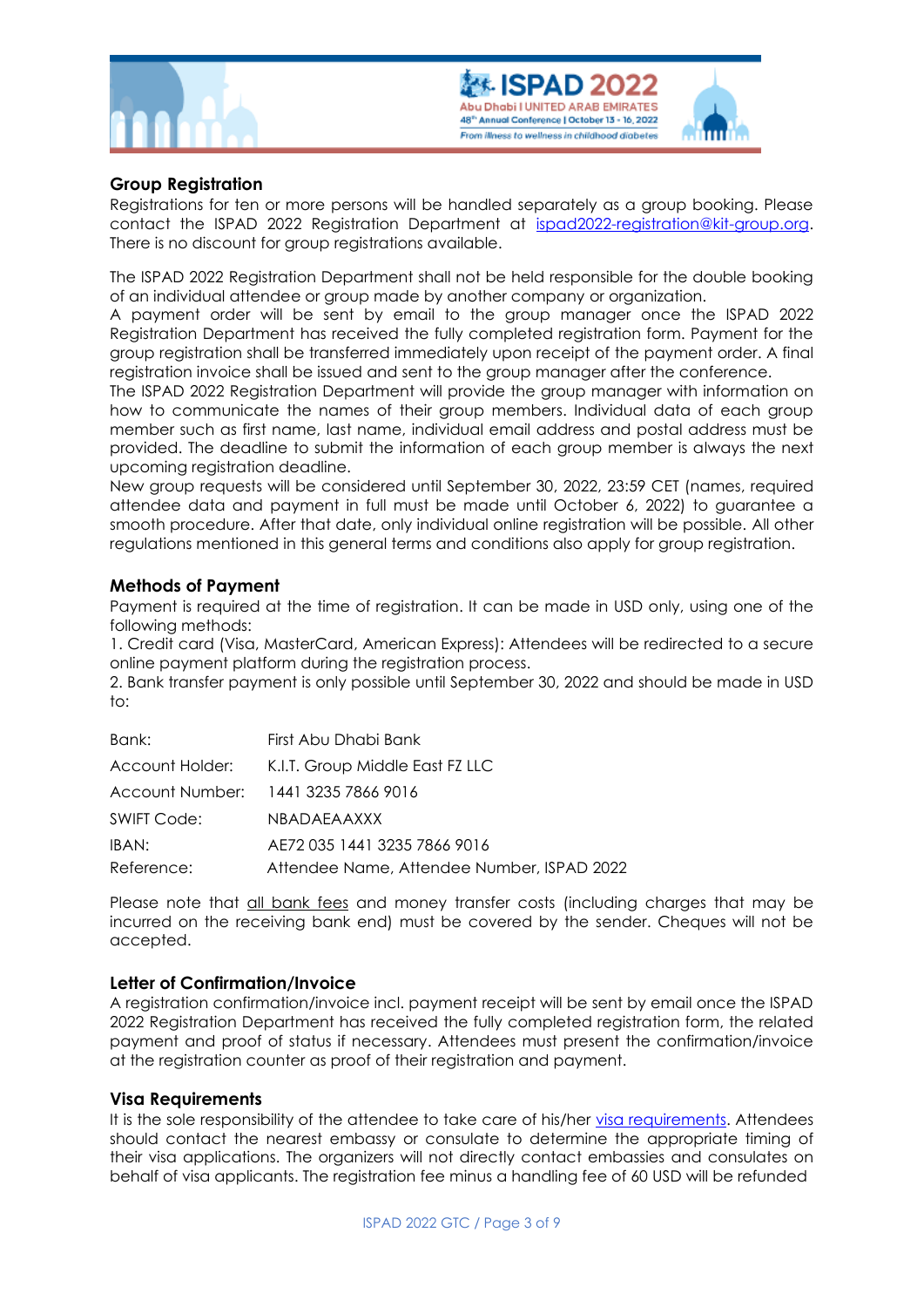## Group Registration

Registrations for ten or more persons will be handled separately as a group booking. Please contact the ISPAD 2022 Registration Department at ispad2022-registration@kit-group.org. There is no discount for group registrations available.

The ISPAD 2022 Registration Department shall not be held responsible for the double booking of an individual attendee or group made by another company or organization.
A payment order will be sent by email to the group manager once the ISPAD 2022 Registration Department has received the fully completed registration form. Payment for the group registration shall be transferred immediately upon receipt of the payment order. A final registration invoice shall be issued and sent to the group manager after the conference.
The ISPAD 2022 Registration Department will provide the group manager with information on how to communicate the names of their group members. Individual data of each group member such as first name, last name, individual email address and postal address must be provided. The deadline to submit the information of each group member is always the next upcoming registration deadline.
New group requests will be considered until September 30, 2022, 23:59 CET (names, required attendee data and payment in full must be made until October 6, 2022) to guarantee a smooth procedure. After that date, only individual online registration will be possible. All other regulations mentioned in this general terms and conditions also apply for group registration.

## Methods of Payment

Payment is required at the time of registration. It can be made in USD only, using one of the following methods:
1. Credit card (Visa, MasterCard, American Express): Attendees will be redirected to a secure online payment platform during the registration process.
2. Bank transfer payment is only possible until September 30, 2022 and should be made in USD to:

| | |
|---|---|
| Bank: | First Abu Dhabi Bank |
| Account Holder: | K.I.T. Group Middle East FZ LLC |
| Account Number: | 1441 3235 7866 9016 |
| SWIFT Code: | NBADAEAAXXX |
| IBAN: | AE72 035 1441 3235 7866 9016 |
| Reference: | Attendee Name, Attendee Number, ISPAD 2022 |

Please note that all bank fees and money transfer costs (including charges that may be incurred on the receiving bank end) must be covered by the sender. Cheques will not be accepted.

## Letter of Confirmation/Invoice

A registration confirmation/invoice incl. payment receipt will be sent by email once the ISPAD 2022 Registration Department has received the fully completed registration form, the related payment and proof of status if necessary. Attendees must present the confirmation/invoice at the registration counter as proof of their registration and payment.

## Visa Requirements

It is the sole responsibility of the attendee to take care of his/her visa requirements. Attendees should contact the nearest embassy or consulate to determine the appropriate timing of their visa applications. The organizers will not directly contact embassies and consulates on behalf of visa applicants. The registration fee minus a handling fee of 60 USD will be refunded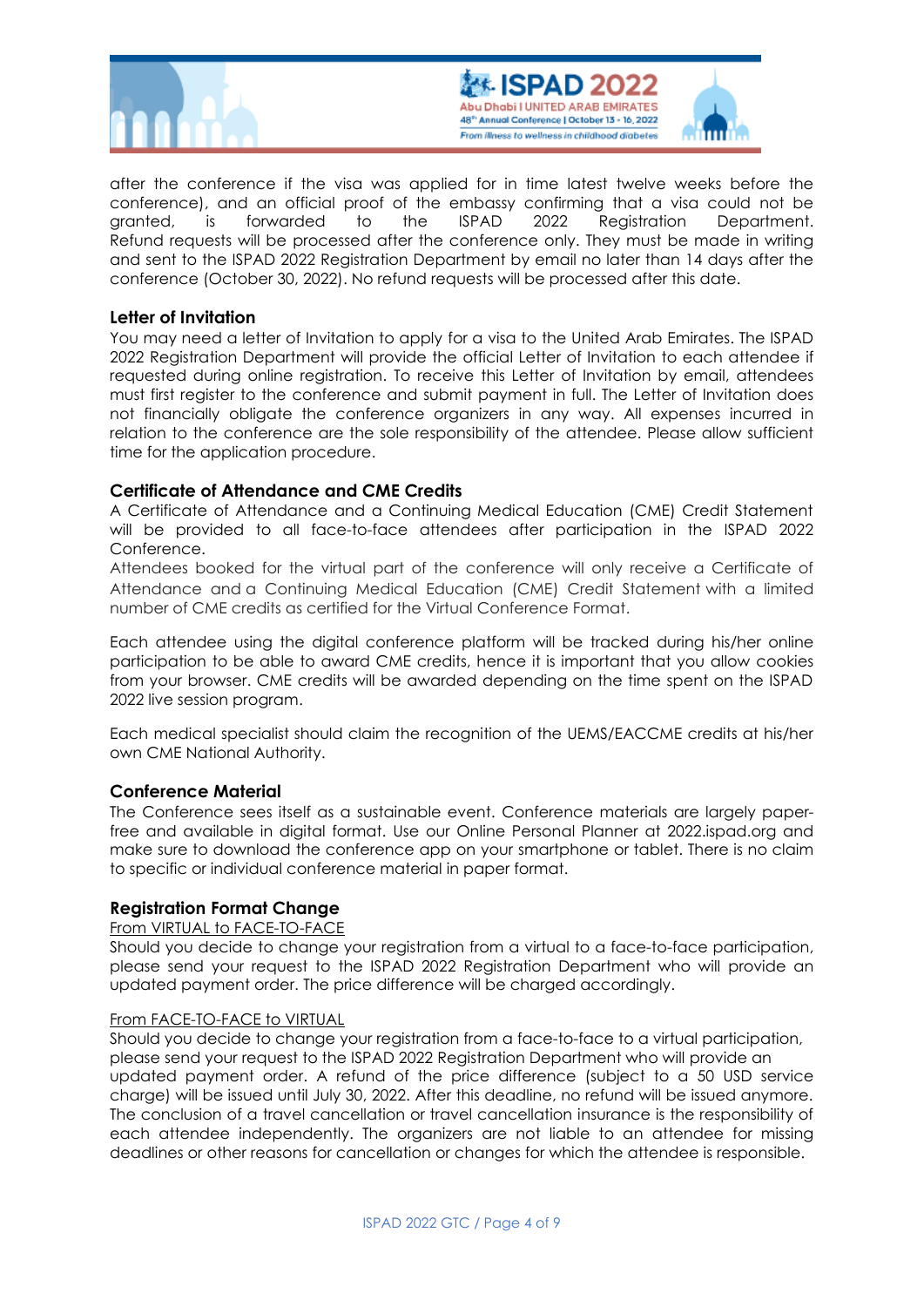after the conference if the visa was applied for in time latest twelve weeks before the conference), and an official proof of the embassy confirming that a visa could not be granted, is forwarded to the ISPAD 2022 Registration Department. Refund requests will be processed after the conference only. They must be made in writing and sent to the ISPAD 2022 Registration Department by email no later than 14 days after the conference (October 30, 2022). No refund requests will be processed after this date.

### Letter of Invitation

You may need a letter of Invitation to apply for a visa to the United Arab Emirates. The ISPAD 2022 Registration Department will provide the official Letter of Invitation to each attendee if requested during online registration. To receive this Letter of Invitation by email, attendees must first register to the conference and submit payment in full. The Letter of Invitation does not financially obligate the conference organizers in any way. All expenses incurred in relation to the conference are the sole responsibility of the attendee. Please allow sufficient time for the application procedure.

### Certificate of Attendance and CME Credits

A Certificate of Attendance and a Continuing Medical Education (CME) Credit Statement will be provided to all face-to-face attendees after participation in the ISPAD 2022 Conference.

Attendees booked for the virtual part of the conference will only receive a Certificate of Attendance and a Continuing Medical Education (CME) Credit Statement with a limited number of CME credits as certified for the Virtual Conference Format.

Each attendee using the digital conference platform will be tracked during his/her online participation to be able to award CME credits, hence it is important that you allow cookies from your browser. CME credits will be awarded depending on the time spent on the ISPAD 2022 live session program.

Each medical specialist should claim the recognition of the UEMS/EACCME credits at his/her own CME National Authority.

### Conference Material

The Conference sees itself as a sustainable event. Conference materials are largely paper-free and available in digital format. Use our Online Personal Planner at 2022.ispad.org and make sure to download the conference app on your smartphone or tablet. There is no claim to specific or individual conference material in paper format.

### Registration Format Change

From VIRTUAL to FACE-TO-FACE

Should you decide to change your registration from a virtual to a face-to-face participation, please send your request to the ISPAD 2022 Registration Department who will provide an updated payment order. The price difference will be charged accordingly.

From FACE-TO-FACE to VIRTUAL

Should you decide to change your registration from a face-to-face to a virtual participation, please send your request to the ISPAD 2022 Registration Department who will provide an updated payment order. A refund of the price difference (subject to a 50 USD service charge) will be issued until July 30, 2022. After this deadline, no refund will be issued anymore. The conclusion of a travel cancellation or travel cancellation insurance is the responsibility of each attendee independently. The organizers are not liable to an attendee for missing deadlines or other reasons for cancellation or changes for which the attendee is responsible.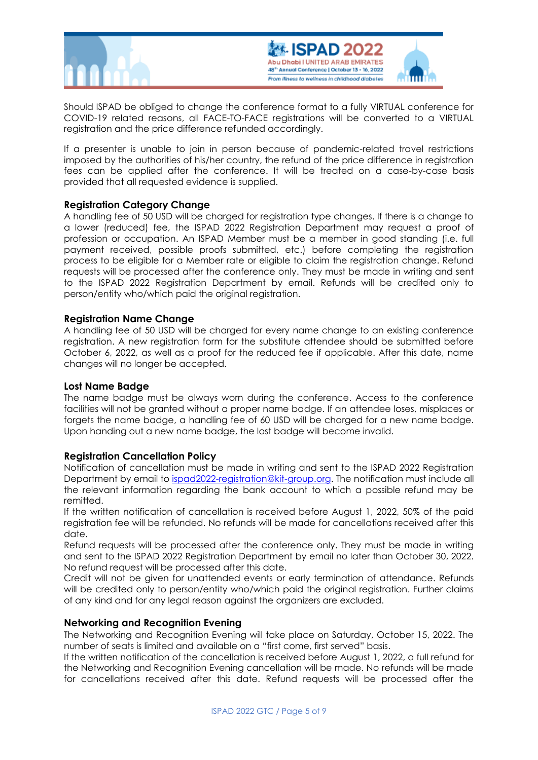Should ISPAD be obliged to change the conference format to a fully VIRTUAL conference for COVID-19 related reasons, all FACE-TO-FACE registrations will be converted to a VIRTUAL registration and the price difference refunded accordingly.

If a presenter is unable to join in person because of pandemic-related travel restrictions imposed by the authorities of his/her country, the refund of the price difference in registration fees can be applied after the conference. It will be treated on a case-by-case basis provided that all requested evidence is supplied.

### Registration Category Change

A handling fee of 50 USD will be charged for registration type changes. If there is a change to a lower (reduced) fee, the ISPAD 2022 Registration Department may request a proof of profession or occupation. An ISPAD Member must be a member in good standing (i.e. full payment received, possible proofs submitted, etc.) before completing the registration process to be eligible for a Member rate or eligible to claim the registration change. Refund requests will be processed after the conference only. They must be made in writing and sent to the ISPAD 2022 Registration Department by email. Refunds will be credited only to person/entity who/which paid the original registration.

### Registration Name Change

A handling fee of 50 USD will be charged for every name change to an existing conference registration. A new registration form for the substitute attendee should be submitted before October 6, 2022, as well as a proof for the reduced fee if applicable. After this date, name changes will no longer be accepted.

### Lost Name Badge

The name badge must be always worn during the conference. Access to the conference facilities will not be granted without a proper name badge. If an attendee loses, misplaces or forgets the name badge, a handling fee of 60 USD will be charged for a new name badge. Upon handing out a new name badge, the lost badge will become invalid.

### Registration Cancellation Policy

Notification of cancellation must be made in writing and sent to the ISPAD 2022 Registration Department by email to ispad2022-registration@kit-group.org. The notification must include all the relevant information regarding the bank account to which a possible refund may be remitted.

If the written notification of cancellation is received before August 1, 2022, 50% of the paid registration fee will be refunded. No refunds will be made for cancellations received after this date.

Refund requests will be processed after the conference only. They must be made in writing and sent to the ISPAD 2022 Registration Department by email no later than October 30, 2022. No refund request will be processed after this date.

Credit will not be given for unattended events or early termination of attendance. Refunds will be credited only to person/entity who/which paid the original registration. Further claims of any kind and for any legal reason against the organizers are excluded.

### Networking and Recognition Evening

The Networking and Recognition Evening will take place on Saturday, October 15, 2022. The number of seats is limited and available on a "first come, first served" basis.

If the written notification of the cancellation is received before August 1, 2022, a full refund for the Networking and Recognition Evening cancellation will be made. No refunds will be made for cancellations received after this date. Refund requests will be processed after the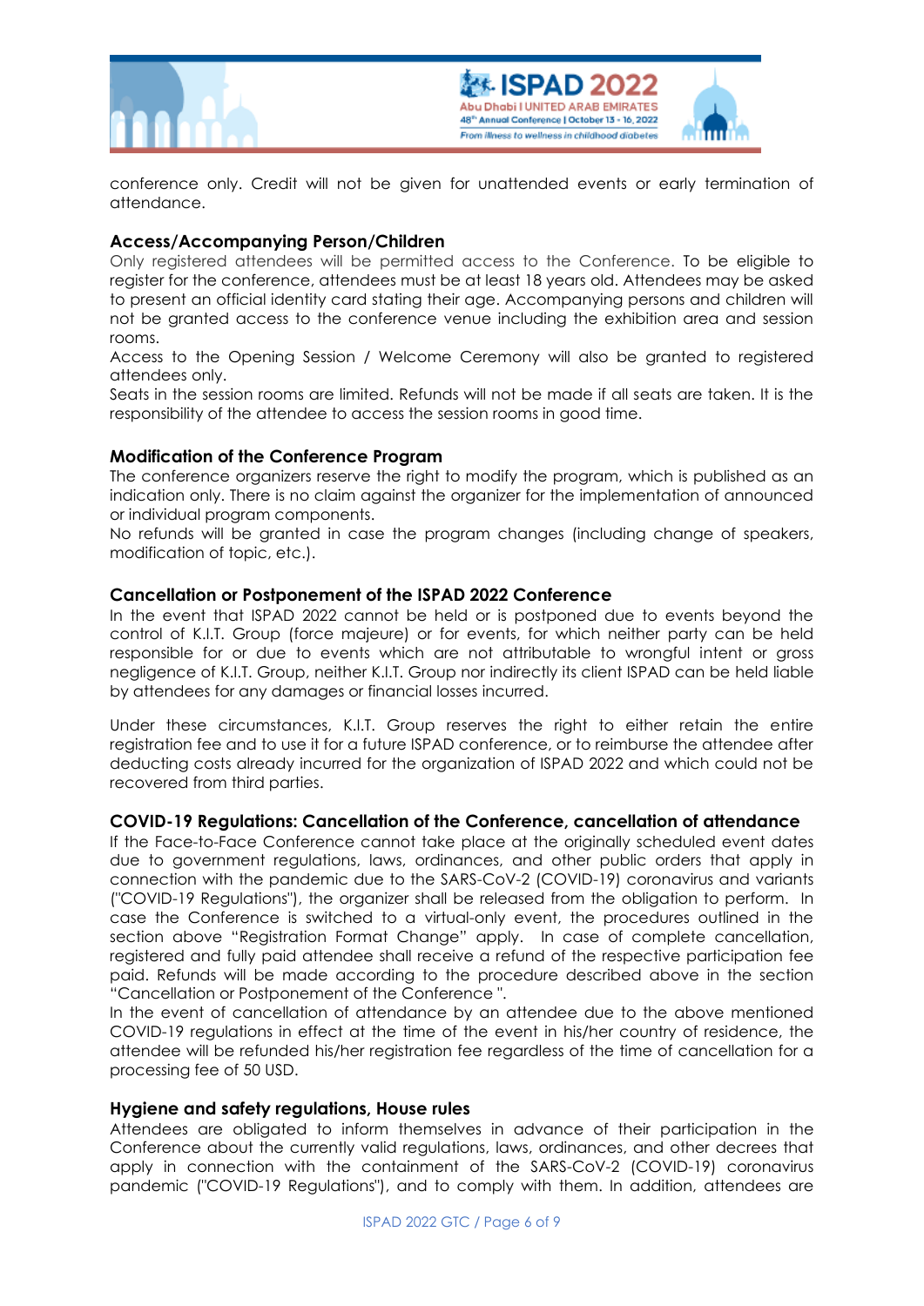conference only. Credit will not be given for unattended events or early termination of attendance.

### Access/Accompanying Person/Children

Only registered attendees will be permitted access to the Conference. To be eligible to register for the conference, attendees must be at least 18 years old. Attendees may be asked to present an official identity card stating their age. Accompanying persons and children will not be granted access to the conference venue including the exhibition area and session rooms.

Access to the Opening Session / Welcome Ceremony will also be granted to registered attendees only.

Seats in the session rooms are limited. Refunds will not be made if all seats are taken. It is the responsibility of the attendee to access the session rooms in good time.

### Modification of the Conference Program

The conference organizers reserve the right to modify the program, which is published as an indication only. There is no claim against the organizer for the implementation of announced or individual program components.

No refunds will be granted in case the program changes (including change of speakers, modification of topic, etc.).

### Cancellation or Postponement of the ISPAD 2022 Conference

In the event that ISPAD 2022 cannot be held or is postponed due to events beyond the control of K.I.T. Group (force majeure) or for events, for which neither party can be held responsible for or due to events which are not attributable to wrongful intent or gross negligence of K.I.T. Group, neither K.I.T. Group nor indirectly its client ISPAD can be held liable by attendees for any damages or financial losses incurred.

Under these circumstances, K.I.T. Group reserves the right to either retain the entire registration fee and to use it for a future ISPAD conference, or to reimburse the attendee after deducting costs already incurred for the organization of ISPAD 2022 and which could not be recovered from third parties.

### COVID-19 Regulations: Cancellation of the Conference, cancellation of attendance

If the Face-to-Face Conference cannot take place at the originally scheduled event dates due to government regulations, laws, ordinances, and other public orders that apply in connection with the pandemic due to the SARS-CoV-2 (COVID-19) coronavirus and variants ("COVID-19 Regulations"), the organizer shall be released from the obligation to perform. In case the Conference is switched to a virtual-only event, the procedures outlined in the section above "Registration Format Change" apply. In case of complete cancellation, registered and fully paid attendee shall receive a refund of the respective participation fee paid. Refunds will be made according to the procedure described above in the section "Cancellation or Postponement of the Conference ".

In the event of cancellation of attendance by an attendee due to the above mentioned COVID-19 regulations in effect at the time of the event in his/her country of residence, the attendee will be refunded his/her registration fee regardless of the time of cancellation for a processing fee of 50 USD.

### Hygiene and safety regulations, House rules

Attendees are obligated to inform themselves in advance of their participation in the Conference about the currently valid regulations, laws, ordinances, and other decrees that apply in connection with the containment of the SARS-CoV-2 (COVID-19) coronavirus pandemic ("COVID-19 Regulations"), and to comply with them. In addition, attendees are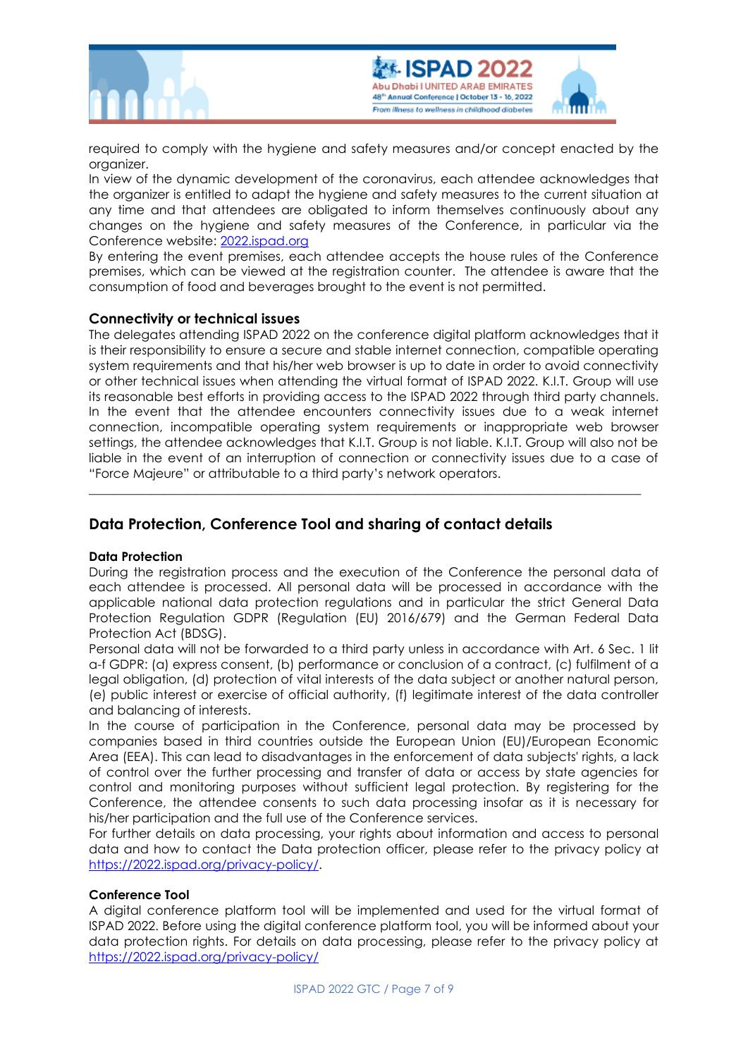required to comply with the hygiene and safety measures and/or concept enacted by the organizer.
In view of the dynamic development of the coronavirus, each attendee acknowledges that the organizer is entitled to adapt the hygiene and safety measures to the current situation at any time and that attendees are obligated to inform themselves continuously about any changes on the hygiene and safety measures of the Conference, in particular via the Conference website: [2022.ispad.org](2022.ispad.org)
By entering the event premises, each attendee accepts the house rules of the Conference premises, which can be viewed at the registration counter. The attendee is aware that the consumption of food and beverages brought to the event is not permitted.

### Connectivity or technical issues

The delegates attending ISPAD 2022 on the conference digital platform acknowledges that it is their responsibility to ensure a secure and stable internet connection, compatible operating system requirements and that his/her web browser is up to date in order to avoid connectivity or other technical issues when attending the virtual format of ISPAD 2022. K.I.T. Group will use its reasonable best efforts in providing access to the ISPAD 2022 through third party channels. In the event that the attendee encounters connectivity issues due to a weak internet connection, incompatible operating system requirements or inappropriate web browser settings, the attendee acknowledges that K.I.T. Group is not liable. K.I.T. Group will also not be liable in the event of an interruption of connection or connectivity issues due to a case of "Force Majeure" or attributable to a third party's network operators.

---

## Data Protection, Conference Tool and sharing of contact details

**Data Protection**

During the registration process and the execution of the Conference the personal data of each attendee is processed. All personal data will be processed in accordance with the applicable national data protection regulations and in particular the strict General Data Protection Regulation GDPR (Regulation (EU) 2016/679) and the German Federal Data Protection Act (BDSG).
Personal data will not be forwarded to a third party unless in accordance with Art. 6 Sec. 1 lit a-f GDPR: (a) express consent, (b) performance or conclusion of a contract, (c) fulfilment of a legal obligation, (d) protection of vital interests of the data subject or another natural person, (e) public interest or exercise of official authority, (f) legitimate interest of the data controller and balancing of interests.
In the course of participation in the Conference, personal data may be processed by companies based in third countries outside the European Union (EU)/European Economic Area (EEA). This can lead to disadvantages in the enforcement of data subjects' rights, a lack of control over the further processing and transfer of data or access by state agencies for control and monitoring purposes without sufficient legal protection. By registering for the Conference, the attendee consents to such data processing insofar as it is necessary for his/her participation and the full use of the Conference services.
For further details on data processing, your rights about information and access to personal data and how to contact the Data protection officer, please refer to the privacy policy at [https://2022.ispad.org/privacy-policy/](https://2022.ispad.org/privacy-policy/).

**Conference Tool**

A digital conference platform tool will be implemented and used for the virtual format of ISPAD 2022. Before using the digital conference platform tool, you will be informed about your data protection rights. For details on data processing, please refer to the privacy policy at [https://2022.ispad.org/privacy-policy/](https://2022.ispad.org/privacy-policy/)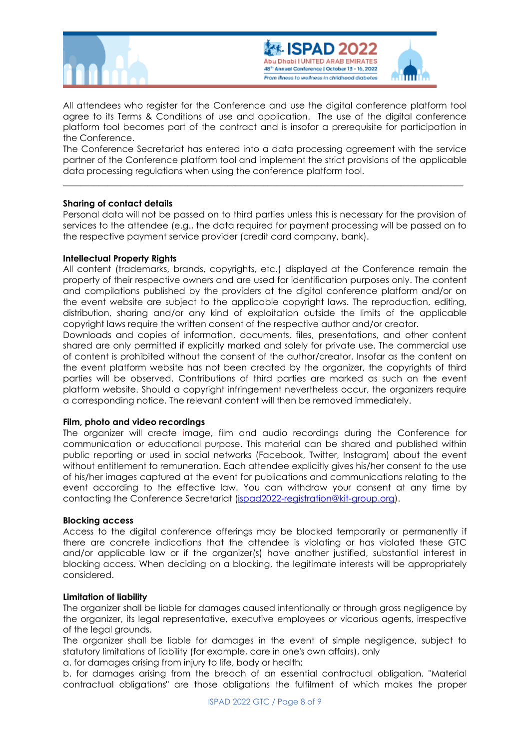All attendees who register for the Conference and use the digital conference platform tool agree to its Terms & Conditions of use and application. The use of the digital conference platform tool becomes part of the contract and is insofar a prerequisite for participation in the Conference.

The Conference Secretariat has entered into a data processing agreement with the service partner of the Conference platform tool and implement the strict provisions of the applicable data processing regulations when using the conference platform tool.

---

**Sharing of contact details**

Personal data will not be passed on to third parties unless this is necessary for the provision of services to the attendee (e.g., the data required for payment processing will be passed on to the respective payment service provider (credit card company, bank).

**Intellectual Property Rights**

All content (trademarks, brands, copyrights, etc.) displayed at the Conference remain the property of their respective owners and are used for identification purposes only. The content and compilations published by the providers at the digital conference platform and/or on the event website are subject to the applicable copyright laws. The reproduction, editing, distribution, sharing and/or any kind of exploitation outside the limits of the applicable copyright laws require the written consent of the respective author and/or creator.

Downloads and copies of information, documents, files, presentations, and other content shared are only permitted if explicitly marked and solely for private use. The commercial use of content is prohibited without the consent of the author/creator. Insofar as the content on the event platform website has not been created by the organizer, the copyrights of third parties will be observed. Contributions of third parties are marked as such on the event platform website. Should a copyright infringement nevertheless occur, the organizers require a corresponding notice. The relevant content will then be removed immediately.

**Film, photo and video recordings**

The organizer will create image, film and audio recordings during the Conference for communication or educational purpose. This material can be shared and published within public reporting or used in social networks (Facebook, Twitter, Instagram) about the event without entitlement to remuneration. Each attendee explicitly gives his/her consent to the use of his/her images captured at the event for publications and communications relating to the event according to the effective law. You can withdraw your consent at any time by contacting the Conference Secretariat (ispad2022-registration@kit-group.org).

**Blocking access**

Access to the digital conference offerings may be blocked temporarily or permanently if there are concrete indications that the attendee is violating or has violated these GTC and/or applicable law or if the organizer(s) have another justified, substantial interest in blocking access. When deciding on a blocking, the legitimate interests will be appropriately considered.

**Limitation of liability**

The organizer shall be liable for damages caused intentionally or through gross negligence by the organizer, its legal representative, executive employees or vicarious agents, irrespective of the legal grounds.

The organizer shall be liable for damages in the event of simple negligence, subject to statutory limitations of liability (for example, care in one's own affairs), only

a. for damages arising from injury to life, body or health;

b. for damages arising from the breach of an essential contractual obligation. "Material contractual obligations" are those obligations the fulfilment of which makes the proper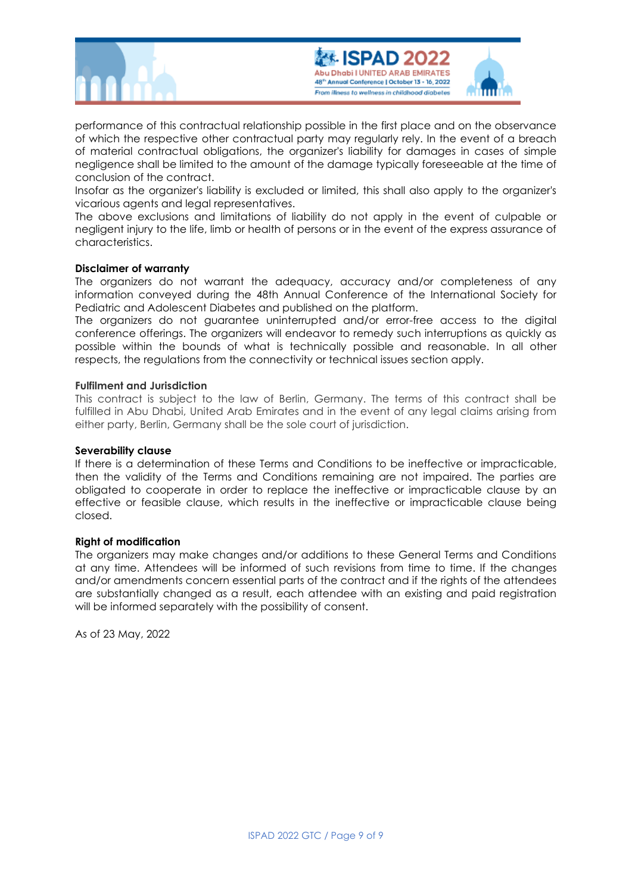performance of this contractual relationship possible in the first place and on the observance of which the respective other contractual party may regularly rely. In the event of a breach of material contractual obligations, the organizer's liability for damages in cases of simple negligence shall be limited to the amount of the damage typically foreseeable at the time of conclusion of the contract.
Insofar as the organizer's liability is excluded or limited, this shall also apply to the organizer's vicarious agents and legal representatives.
The above exclusions and limitations of liability do not apply in the event of culpable or negligent injury to the life, limb or health of persons or in the event of the express assurance of characteristics.

**Disclaimer of warranty**
The organizers do not warrant the adequacy, accuracy and/or completeness of any information conveyed during the 48th Annual Conference of the International Society for Pediatric and Adolescent Diabetes and published on the platform.
The organizers do not guarantee uninterrupted and/or error-free access to the digital conference offerings. The organizers will endeavor to remedy such interruptions as quickly as possible within the bounds of what is technically possible and reasonable. In all other respects, the regulations from the connectivity or technical issues section apply.

**Fulfilment and Jurisdiction**
This contract is subject to the law of Berlin, Germany. The terms of this contract shall be fulfilled in Abu Dhabi, United Arab Emirates and in the event of any legal claims arising from either party, Berlin, Germany shall be the sole court of jurisdiction.

**Severability clause**
If there is a determination of these Terms and Conditions to be ineffective or impracticable, then the validity of the Terms and Conditions remaining are not impaired. The parties are obligated to cooperate in order to replace the ineffective or impracticable clause by an effective or feasible clause, which results in the ineffective or impracticable clause being closed.

**Right of modification**
The organizers may make changes and/or additions to these General Terms and Conditions at any time. Attendees will be informed of such revisions from time to time. If the changes and/or amendments concern essential parts of the contract and if the rights of the attendees are substantially changed as a result, each attendee with an existing and paid registration will be informed separately with the possibility of consent.

As of 23 May, 2022